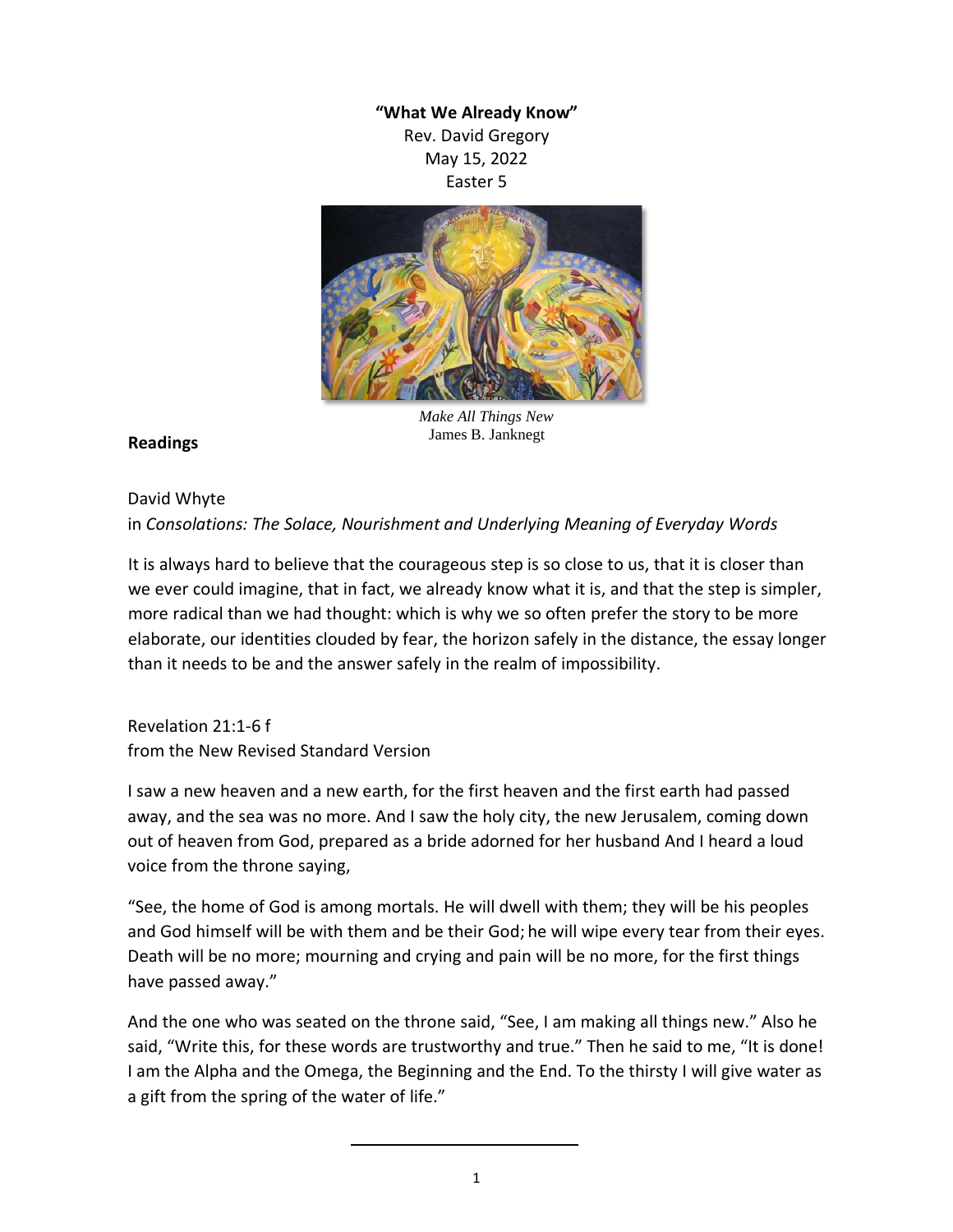**"What We Already Know"**

Rev. David Gregory

May 15, 2022

Easter 5

*Make All Things New*
James B. Janknegt

**Readings**

David Whyte
in *Consolations: The Solace, Nourishment and Underlying Meaning of Everyday Words*

It is always hard to believe that the courageous step is so close to us, that it is closer than we ever could imagine, that in fact, we already know what it is, and that the step is simpler, more radical than we had thought: which is why we so often prefer the story to be more elaborate, our identities clouded by fear, the horizon safely in the distance, the essay longer than it needs to be and the answer safely in the realm of impossibility.

Revelation 21:1-6 f
from the New Revised Standard Version

I saw a new heaven and a new earth, for the first heaven and the first earth had passed away, and the sea was no more. And I saw the holy city, the new Jerusalem, coming down out of heaven from God, prepared as a bride adorned for her husband And I heard a loud voice from the throne saying,

"See, the home of God is among mortals. He will dwell with them; they will be his peoples and God himself will be with them and be their God; he will wipe every tear from their eyes. Death will be no more; mourning and crying and pain will be no more, for the first things have passed away."

And the one who was seated on the throne said, "See, I am making all things new." Also he said, "Write this, for these words are trustworthy and true." Then he said to me, "It is done! I am the Alpha and the Omega, the Beginning and the End. To the thirsty I will give water as a gift from the spring of the water of life."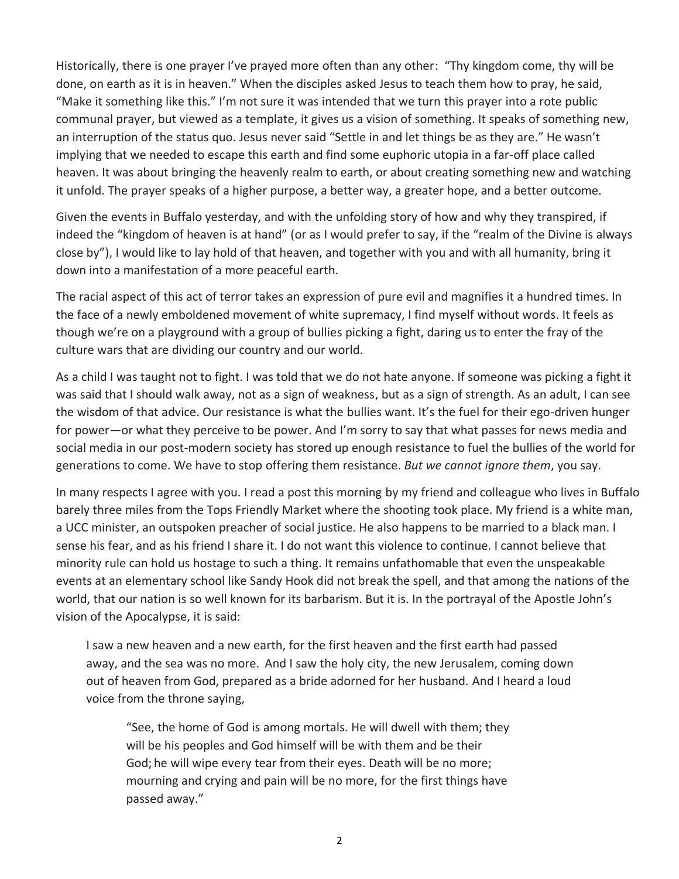Historically, there is one prayer I've prayed more often than any other: "Thy kingdom come, thy will be done, on earth as it is in heaven." When the disciples asked Jesus to teach them how to pray, he said, "Make it something like this." I'm not sure it was intended that we turn this prayer into a rote public communal prayer, but viewed as a template, it gives us a vision of something. It speaks of something new, an interruption of the status quo. Jesus never said "Settle in and let things be as they are." He wasn't implying that we needed to escape this earth and find some euphoric utopia in a far-off place called heaven. It was about bringing the heavenly realm to earth, or about creating something new and watching it unfold. The prayer speaks of a higher purpose, a better way, a greater hope, and a better outcome.

Given the events in Buffalo yesterday, and with the unfolding story of how and why they transpired, if indeed the "kingdom of heaven is at hand" (or as I would prefer to say, if the "realm of the Divine is always close by"), I would like to lay hold of that heaven, and together with you and with all humanity, bring it down into a manifestation of a more peaceful earth.

The racial aspect of this act of terror takes an expression of pure evil and magnifies it a hundred times. In the face of a newly emboldened movement of white supremacy, I find myself without words. It feels as though we're on a playground with a group of bullies picking a fight, daring us to enter the fray of the culture wars that are dividing our country and our world.

As a child I was taught not to fight. I was told that we do not hate anyone. If someone was picking a fight it was said that I should walk away, not as a sign of weakness, but as a sign of strength. As an adult, I can see the wisdom of that advice. Our resistance is what the bullies want. It's the fuel for their ego-driven hunger for power—or what they perceive to be power. And I'm sorry to say that what passes for news media and social media in our post-modern society has stored up enough resistance to fuel the bullies of the world for generations to come. We have to stop offering them resistance. *But we cannot ignore them*, you say.

In many respects I agree with you. I read a post this morning by my friend and colleague who lives in Buffalo barely three miles from the Tops Friendly Market where the shooting took place. My friend is a white man, a UCC minister, an outspoken preacher of social justice. He also happens to be married to a black man. I sense his fear, and as his friend I share it. I do not want this violence to continue. I cannot believe that minority rule can hold us hostage to such a thing. It remains unfathomable that even the unspeakable events at an elementary school like Sandy Hook did not break the spell, and that among the nations of the world, that our nation is so well known for its barbarism. But it is. In the portrayal of the Apostle John's vision of the Apocalypse, it is said:

> I saw a new heaven and a new earth, for the first heaven and the first earth had passed away, and the sea was no more. And I saw the holy city, the new Jerusalem, coming down out of heaven from God, prepared as a bride adorned for her husband. And I heard a loud voice from the throne saying,
>
> > "See, the home of God is among mortals. He will dwell with them; they will be his peoples and God himself will be with them and be their God; he will wipe every tear from their eyes. Death will be no more; mourning and crying and pain will be no more, for the first things have passed away."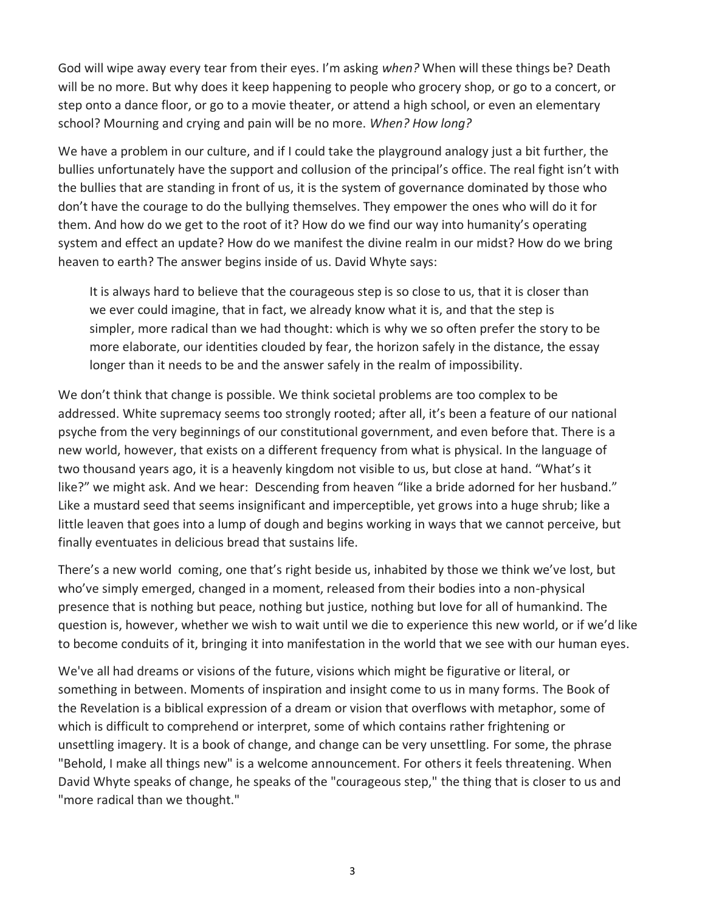God will wipe away every tear from their eyes. I'm asking *when?* When will these things be? Death will be no more. But why does it keep happening to people who grocery shop, or go to a concert, or step onto a dance floor, or go to a movie theater, or attend a high school, or even an elementary school? Mourning and crying and pain will be no more. *When? How long?*

We have a problem in our culture, and if I could take the playground analogy just a bit further, the bullies unfortunately have the support and collusion of the principal's office. The real fight isn't with the bullies that are standing in front of us, it is the system of governance dominated by those who don't have the courage to do the bullying themselves. They empower the ones who will do it for them. And how do we get to the root of it? How do we find our way into humanity's operating system and effect an update? How do we manifest the divine realm in our midst? How do we bring heaven to earth? The answer begins inside of us. David Whyte says:

> It is always hard to believe that the courageous step is so close to us, that it is closer than we ever could imagine, that in fact, we already know what it is, and that the step is simpler, more radical than we had thought: which is why we so often prefer the story to be more elaborate, our identities clouded by fear, the horizon safely in the distance, the essay longer than it needs to be and the answer safely in the realm of impossibility.

We don't think that change is possible. We think societal problems are too complex to be addressed. White supremacy seems too strongly rooted; after all, it's been a feature of our national psyche from the very beginnings of our constitutional government, and even before that. There is a new world, however, that exists on a different frequency from what is physical. In the language of two thousand years ago, it is a heavenly kingdom not visible to us, but close at hand. "What's it like?" we might ask. And we hear: Descending from heaven "like a bride adorned for her husband." Like a mustard seed that seems insignificant and imperceptible, yet grows into a huge shrub; like a little leaven that goes into a lump of dough and begins working in ways that we cannot perceive, but finally eventuates in delicious bread that sustains life.

There's a new world coming, one that's right beside us, inhabited by those we think we've lost, but who've simply emerged, changed in a moment, released from their bodies into a non-physical presence that is nothing but peace, nothing but justice, nothing but love for all of humankind. The question is, however, whether we wish to wait until we die to experience this new world, or if we'd like to become conduits of it, bringing it into manifestation in the world that we see with our human eyes.

We've all had dreams or visions of the future, visions which might be figurative or literal, or something in between. Moments of inspiration and insight come to us in many forms. The Book of the Revelation is a biblical expression of a dream or vision that overflows with metaphor, some of which is difficult to comprehend or interpret, some of which contains rather frightening or unsettling imagery. It is a book of change, and change can be very unsettling. For some, the phrase "Behold, I make all things new" is a welcome announcement. For others it feels threatening. When David Whyte speaks of change, he speaks of the "courageous step," the thing that is closer to us and "more radical than we thought."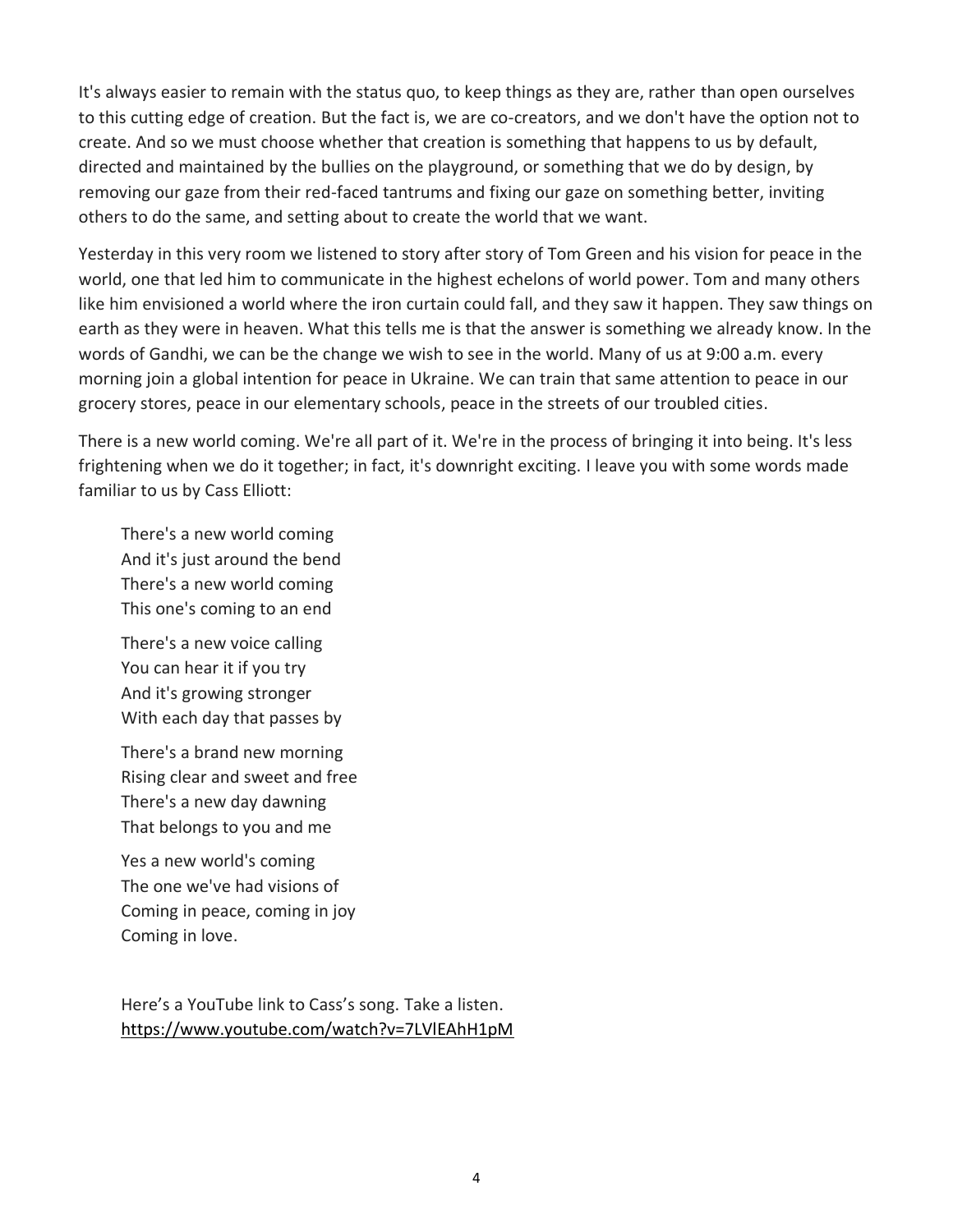It's always easier to remain with the status quo, to keep things as they are, rather than open ourselves to this cutting edge of creation. But the fact is, we are co-creators, and we don't have the option not to create. And so we must choose whether that creation is something that happens to us by default, directed and maintained by the bullies on the playground, or something that we do by design, by removing our gaze from their red-faced tantrums and fixing our gaze on something better, inviting others to do the same, and setting about to create the world that we want.

Yesterday in this very room we listened to story after story of Tom Green and his vision for peace in the world, one that led him to communicate in the highest echelons of world power. Tom and many others like him envisioned a world where the iron curtain could fall, and they saw it happen. They saw things on earth as they were in heaven. What this tells me is that the answer is something we already know. In the words of Gandhi, we can be the change we wish to see in the world. Many of us at 9:00 a.m. every morning join a global intention for peace in Ukraine. We can train that same attention to peace in our grocery stores, peace in our elementary schools, peace in the streets of our troubled cities.

There is a new world coming. We're all part of it. We're in the process of bringing it into being. It's less frightening when we do it together; in fact, it's downright exciting. I leave you with some words made familiar to us by Cass Elliott:

> There's a new world coming
> And it's just around the bend
> There's a new world coming
> This one's coming to an end
>
> There's a new voice calling
> You can hear it if you try
> And it's growing stronger
> With each day that passes by
>
> There's a brand new morning
> Rising clear and sweet and free
> There's a new day dawning
> That belongs to you and me
>
> Yes a new world's coming
> The one we've had visions of
> Coming in peace, coming in joy
> Coming in love.

Here's a YouTube link to Cass's song. Take a listen.
https://www.youtube.com/watch?v=7LVlEAhH1pM